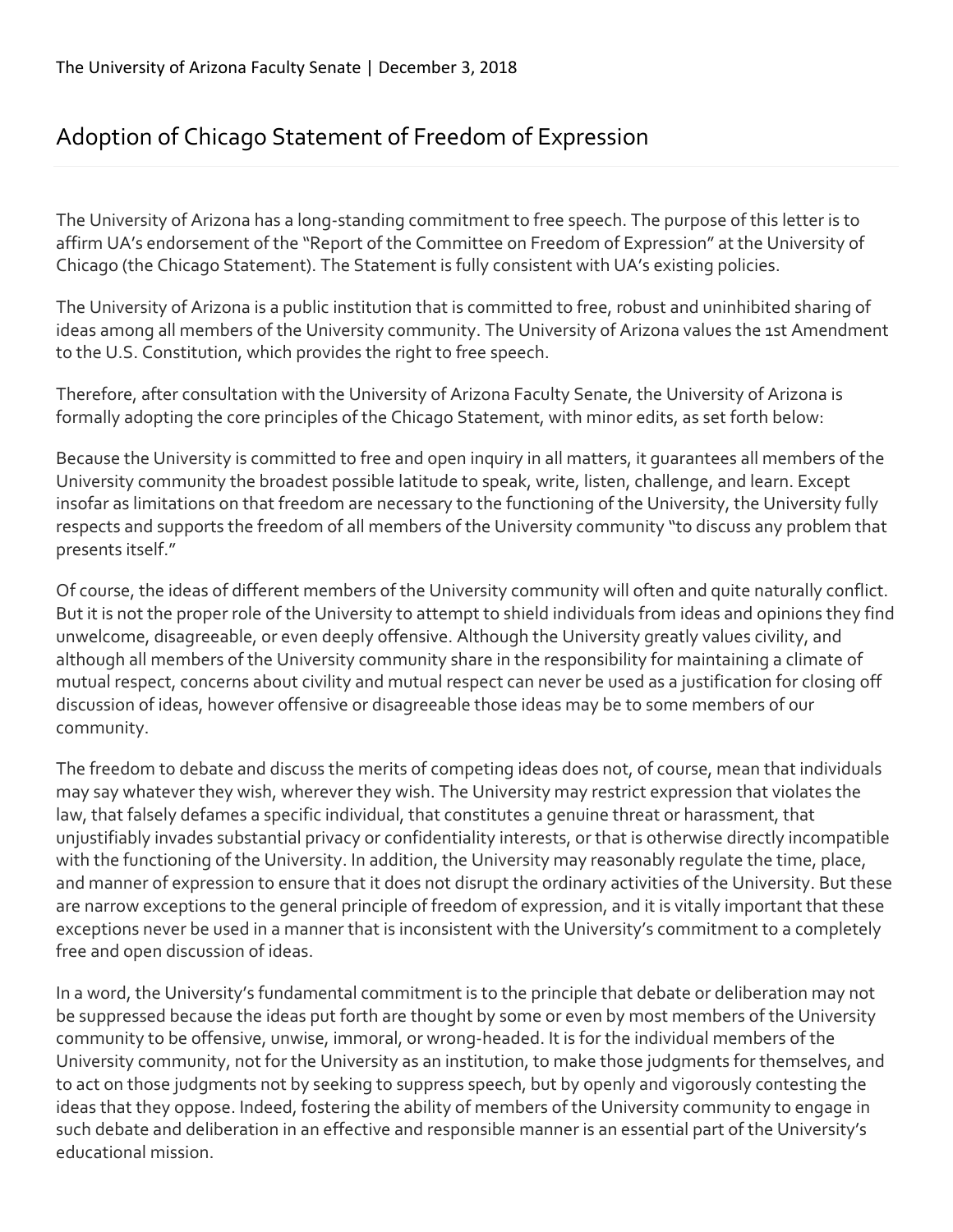The University of Arizona Faculty Senate | December 3, 2018

# Adoption of Chicago Statement of Freedom of Expression

The University of Arizona has a long-standing commitment to free speech. The purpose of this letter is to affirm UA's endorsement of the "Report of the Committee on Freedom of Expression" at the University of Chicago (the Chicago Statement). The Statement is fully consistent with UA's existing policies.

The University of Arizona is a public institution that is committed to free, robust and uninhibited sharing of ideas among all members of the University community. The University of Arizona values the 1st Amendment to the U.S. Constitution, which provides the right to free speech.

Therefore, after consultation with the University of Arizona Faculty Senate, the University of Arizona is formally adopting the core principles of the Chicago Statement, with minor edits, as set forth below:

Because the University is committed to free and open inquiry in all matters, it guarantees all members of the University community the broadest possible latitude to speak, write, listen, challenge, and learn. Except insofar as limitations on that freedom are necessary to the functioning of the University, the University fully respects and supports the freedom of all members of the University community "to discuss any problem that presents itself."

Of course, the ideas of different members of the University community will often and quite naturally conflict. But it is not the proper role of the University to attempt to shield individuals from ideas and opinions they find unwelcome, disagreeable, or even deeply offensive. Although the University greatly values civility, and although all members of the University community share in the responsibility for maintaining a climate of mutual respect, concerns about civility and mutual respect can never be used as a justification for closing off discussion of ideas, however offensive or disagreeable those ideas may be to some members of our community.

The freedom to debate and discuss the merits of competing ideas does not, of course, mean that individuals may say whatever they wish, wherever they wish. The University may restrict expression that violates the law, that falsely defames a specific individual, that constitutes a genuine threat or harassment, that unjustifiably invades substantial privacy or confidentiality interests, or that is otherwise directly incompatible with the functioning of the University. In addition, the University may reasonably regulate the time, place, and manner of expression to ensure that it does not disrupt the ordinary activities of the University. But these are narrow exceptions to the general principle of freedom of expression, and it is vitally important that these exceptions never be used in a manner that is inconsistent with the University's commitment to a completely free and open discussion of ideas.

In a word, the University's fundamental commitment is to the principle that debate or deliberation may not be suppressed because the ideas put forth are thought by some or even by most members of the University community to be offensive, unwise, immoral, or wrong-headed. It is for the individual members of the University community, not for the University as an institution, to make those judgments for themselves, and to act on those judgments not by seeking to suppress speech, but by openly and vigorously contesting the ideas that they oppose. Indeed, fostering the ability of members of the University community to engage in such debate and deliberation in an effective and responsible manner is an essential part of the University's educational mission.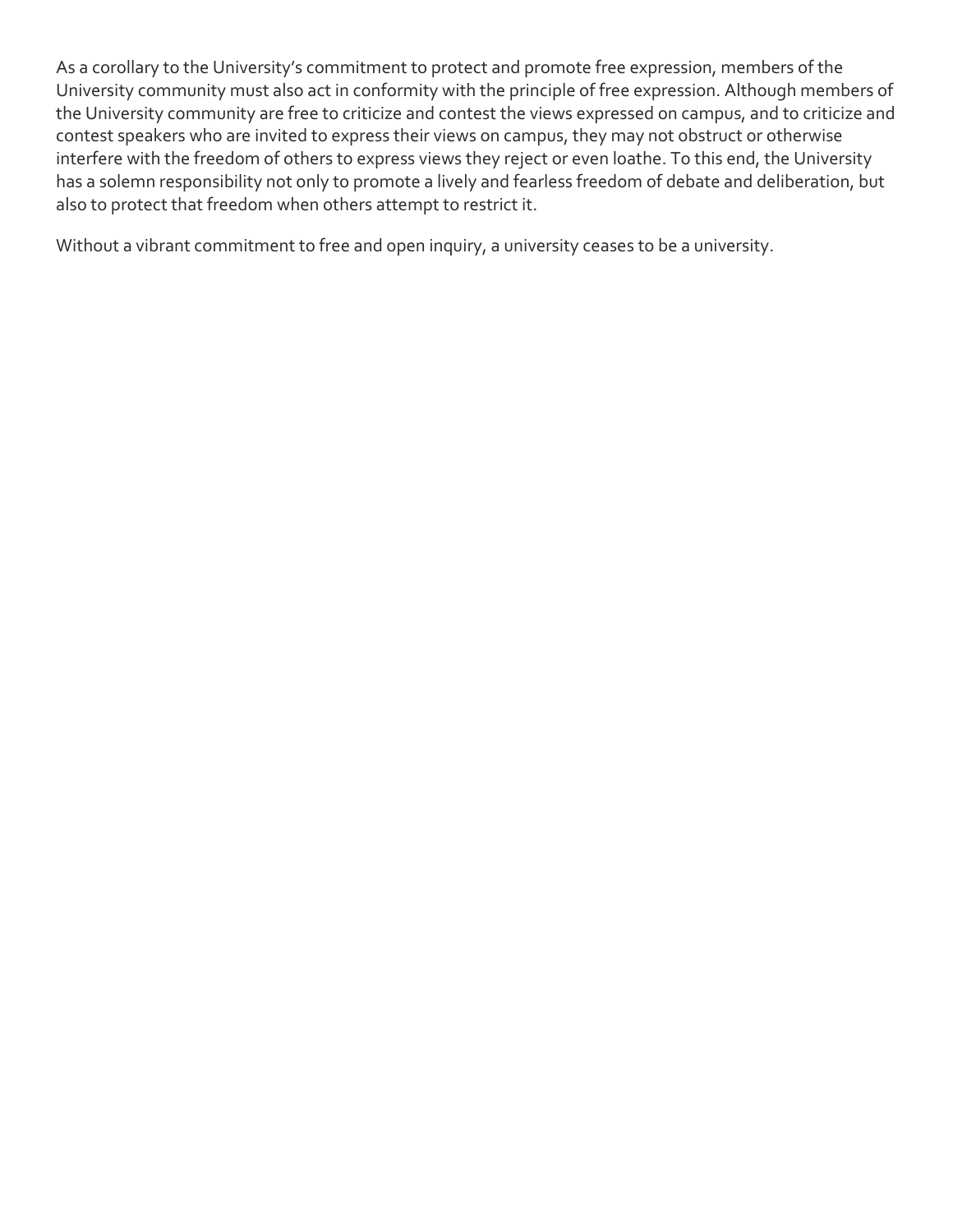As a corollary to the University's commitment to protect and promote free expression, members of the University community must also act in conformity with the principle of free expression. Although members of the University community are free to criticize and contest the views expressed on campus, and to criticize and contest speakers who are invited to express their views on campus, they may not obstruct or otherwise interfere with the freedom of others to express views they reject or even loathe. To this end, the University has a solemn responsibility not only to promote a lively and fearless freedom of debate and deliberation, but also to protect that freedom when others attempt to restrict it.

Without a vibrant commitment to free and open inquiry, a university ceases to be a university.